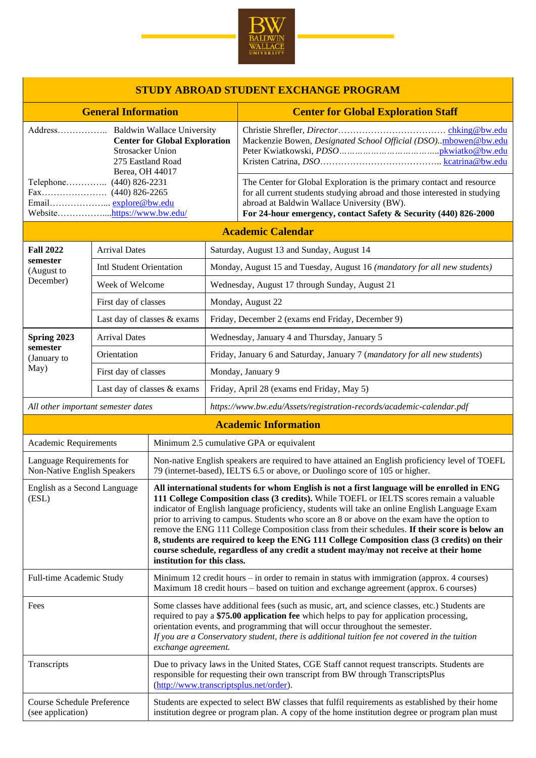# STUDY ABROAD STUDENT EXCHANGE PROGRAM

| General Information | | Center for Global Exploration Staff |
|---|---|---|
| Address | Baldwin Wallace University<br>**Center for Global Exploration**<br>Strosacker Union<br>275 Eastland Road<br>Berea, OH 44017 | Christie Shrefler, *Director* ........ chking@bw.edu<br>Mackenzie Bowen, *Designated School Official (DSO)*..mbowen@bw.edu<br>Peter Kwiatkowski, *PDSO* ........ pkwiatko@bw.edu<br>Kristen Catrina, *DSO* ........ kcatrina@bw.edu |
| Telephone<br>Fax<br>Email<br>Website | (440) 826-2231<br>(440) 826-2265<br>explore@bw.edu<br>https://www.bw.edu/ | The Center for Global Exploration is the primary contact and resource for all current students studying abroad and those interested in studying abroad at Baldwin Wallace University (BW).<br>**For 24-hour emergency, contact Safety & Security (440) 826-2000** |

## Academic Calendar

| | | |
|---|---|---|
| **Fall 2022 semester** (August to December) | Arrival Dates | Saturday, August 13 and Sunday, August 14 |
| | Intl Student Orientation | Monday, August 15 and Tuesday, August 16 *(mandatory for all new students)* |
| | Week of Welcome | Wednesday, August 17 through Sunday, August 21 |
| | First day of classes | Monday, August 22 |
| | Last day of classes & exams | Friday, December 2 (exams end Friday, December 9) |
| **Spring 2023 semester** (January to May) | Arrival Dates | Wednesday, January 4 and Thursday, January 5 |
| | Orientation | Friday, January 6 and Saturday, January 7 (*mandatory for all new students*) |
| | First day of classes | Monday, January 9 |
| | Last day of classes & exams | Friday, April 28 (exams end Friday, May 5) |
| *All other important semester dates* | | *https://www.bw.edu/Assets/registration-records/academic-calendar.pdf* |

## Academic Information

| | |
|---|---|
| Academic Requirements | Minimum 2.5 cumulative GPA or equivalent |
| Language Requirements for Non-Native English Speakers | Non-native English speakers are required to have attained an English proficiency level of TOEFL 79 (internet-based), IELTS 6.5 or above, or Duolingo score of 105 or higher. |
| English as a Second Language (ESL) | **All international students for whom English is not a first language will be enrolled in ENG 111 College Composition class (3 credits).** While TOEFL or IELTS scores remain a valuable indicator of English language proficiency, students will take an online English Language Exam prior to arriving to campus. Students who score an 8 or above on the exam have the option to remove the ENG 111 College Composition class from their schedules. **If their score is below an 8, students are required to keep the ENG 111 College Composition class (3 credits) on their course schedule, regardless of any credit a student may/may not receive at their home institution for this class.** |
| Full-time Academic Study | Minimum 12 credit hours – in order to remain in status with immigration (approx. 4 courses)<br>Maximum 18 credit hours – based on tuition and exchange agreement (approx. 6 courses) |
| Fees | Some classes have additional fees (such as music, art, and science classes, etc.) Students are required to pay a **$75.00 application fee** which helps to pay for application processing, orientation events, and programming that will occur throughout the semester.<br>*If you are a Conservatory student, there is additional tuition fee not covered in the tuition exchange agreement.* |
| Transcripts | Due to privacy laws in the United States, CGE Staff cannot request transcripts. Students are responsible for requesting their own transcript from BW through TranscriptsPlus (http://www.transcriptsplus.net/order). |
| Course Schedule Preference (see application) | Students are expected to select BW classes that fulfil requirements as established by their home institution degree or program plan. A copy of the home institution degree or program plan must |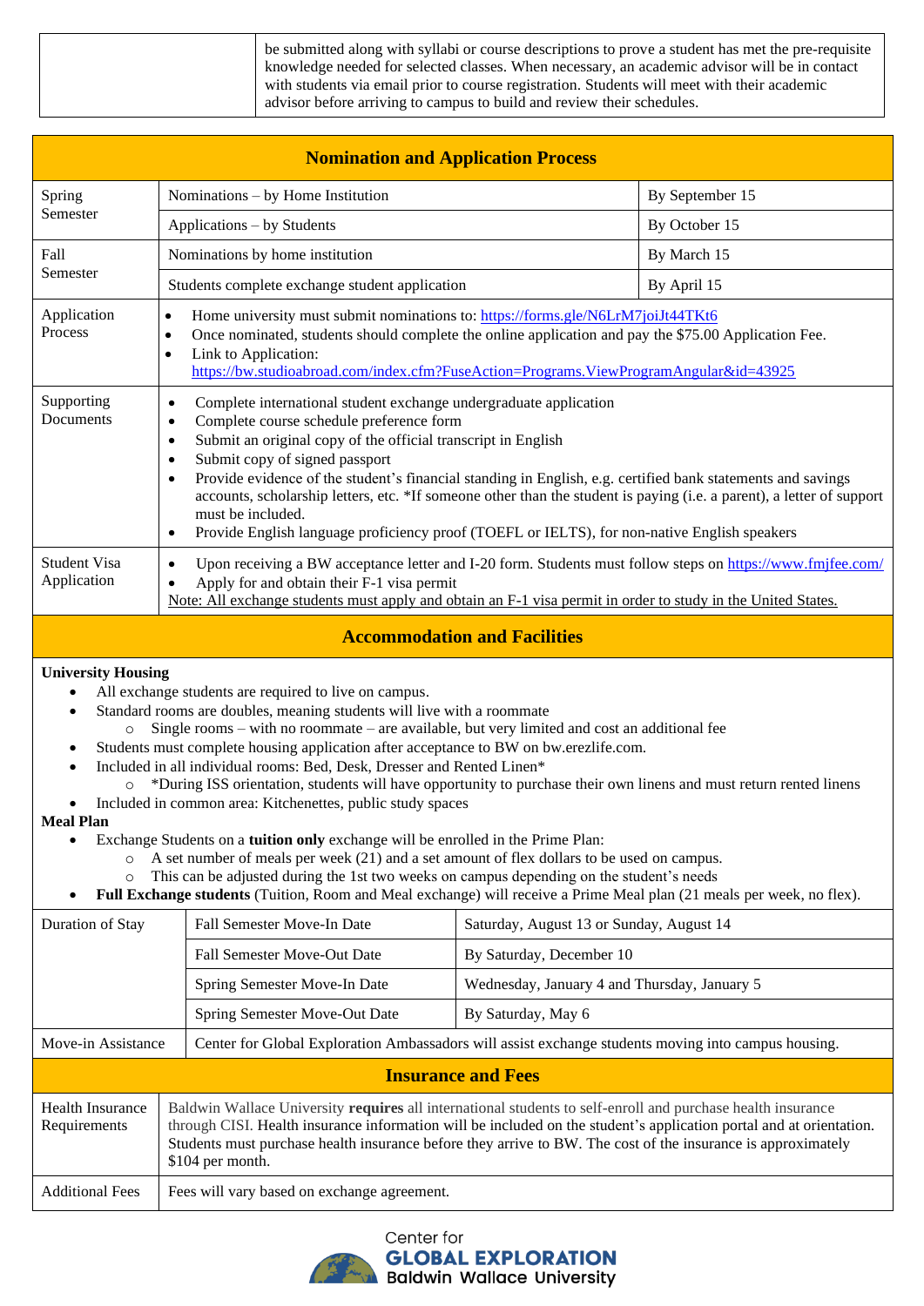| | |
|---|---|
| | be submitted along with syllabi or course descriptions to prove a student has met the pre-requisite knowledge needed for selected classes. When necessary, an academic advisor will be in contact with students via email prior to course registration. Students will meet with their academic advisor before arriving to campus to build and review their schedules. |

## Nomination and Application Process

| | | |
|---|---|---|
| Spring Semester | Nominations – by Home Institution | By September 15 |
| | Applications – by Students | By October 15 |
| Fall Semester | Nominations by home institution | By March 15 |
| | Students complete exchange student application | By April 15 |
| Application Process | • Home university must submit nominations to: https://forms.gle/N6LrM7joiJt44TKt6<br>• Once nominated, students should complete the online application and pay the $75.00 Application Fee.<br>• Link to Application: https://bw.studioabroad.com/index.cfm?FuseAction=Programs.ViewProgramAngular&id=43925 | |
| Supporting Documents | • Complete international student exchange undergraduate application<br>• Complete course schedule preference form<br>• Submit an original copy of the official transcript in English<br>• Submit copy of signed passport<br>• Provide evidence of the student's financial standing in English, e.g. certified bank statements and savings accounts, scholarship letters, etc. *If someone other than the student is paying (i.e. a parent), a letter of support must be included.<br>• Provide English language proficiency proof (TOEFL or IELTS), for non-native English speakers | |
| Student Visa Application | • Upon receiving a BW acceptance letter and I-20 form. Students must follow steps on https://www.fmjfee.com/<br>• Apply for and obtain their F-1 visa permit<br>Note: All exchange students must apply and obtain an F-1 visa permit in order to study in the United States. | |

## Accommodation and Facilities

**University Housing**

- All exchange students are required to live on campus.
- Standard rooms are doubles, meaning students will live with a roommate
  - Single rooms – with no roommate – are available, but very limited and cost an additional fee
- Students must complete housing application after acceptance to BW on bw.erezlife.com.
- Included in all individual rooms: Bed, Desk, Dresser and Rented Linen*
  - *During ISS orientation, students will have opportunity to purchase their own linens and must return rented linens
- Included in common area: Kitchenettes, public study spaces

**Meal Plan**

- Exchange Students on a **tuition only** exchange will be enrolled in the Prime Plan:
  - A set number of meals per week (21) and a set amount of flex dollars to be used on campus.
  - This can be adjusted during the 1st two weeks on campus depending on the student's needs
- **Full Exchange students** (Tuition, Room and Meal exchange) will receive a Prime Meal plan (21 meals per week, no flex).

| | | |
|---|---|---|
| Duration of Stay | Fall Semester Move-In Date | Saturday, August 13 or Sunday, August 14 |
| | Fall Semester Move-Out Date | By Saturday, December 10 |
| | Spring Semester Move-In Date | Wednesday, January 4 and Thursday, January 5 |
| | Spring Semester Move-Out Date | By Saturday, May 6 |
| Move-in Assistance | Center for Global Exploration Ambassadors will assist exchange students moving into campus housing. | |

## Insurance and Fees

| | |
|---|---|
| Health Insurance Requirements | Baldwin Wallace University **requires** all international students to self-enroll and purchase health insurance through CISI. Health insurance information will be included on the student's application portal and at orientation. Students must purchase health insurance before they arrive to BW. The cost of the insurance is approximately $104 per month. |
| Additional Fees | Fees will vary based on exchange agreement. |

Center for GLOBAL EXPLORATION Baldwin Wallace University